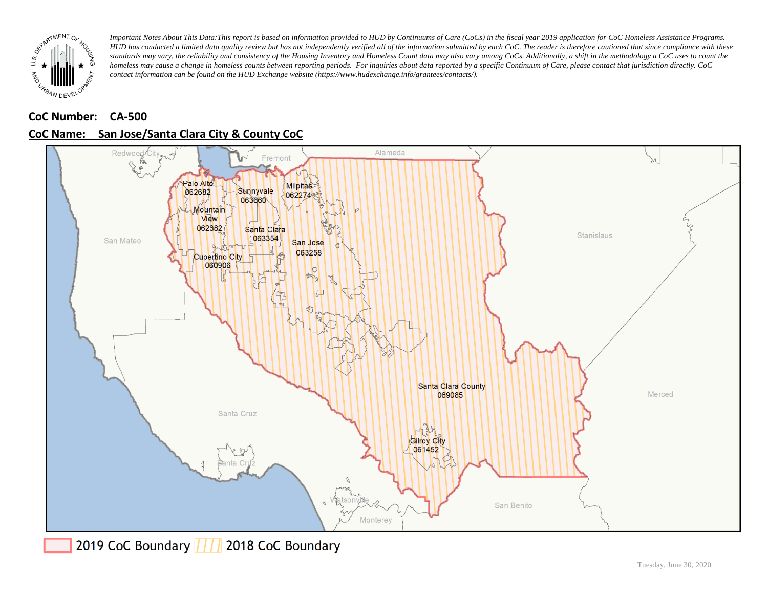*Important Notes About This Data: This report is based on information provided to HUD by Continuums of Care (CoCs) in the fiscal year 2019 application for CoC Homeless Assistance Programs. HUD has conducted a limited data quality review but has not independently verified all of the information submitted by each CoC. The reader is therefore cautioned that since compliance with these standards may vary, the reliability and consistency of the Housing Inventory and Homeless Count data may also vary among CoCs. Additionally, a shift in the methodology a CoC uses to count the homeless may cause a change in homeless counts between reporting periods. For inquiries about data reported by a specific Continuum of Care, please contact that jurisdiction directly. CoC contact information can be found on the HUD Exchange website (https://www.hudexchange.info/grantees/contacts/).*

**CoC Number: CA-500**

**CoC Name: San Jose/Santa Clara City & County CoC**

2019 CoC Boundary | 2018 CoC Boundary

Tuesday, June 30, 2020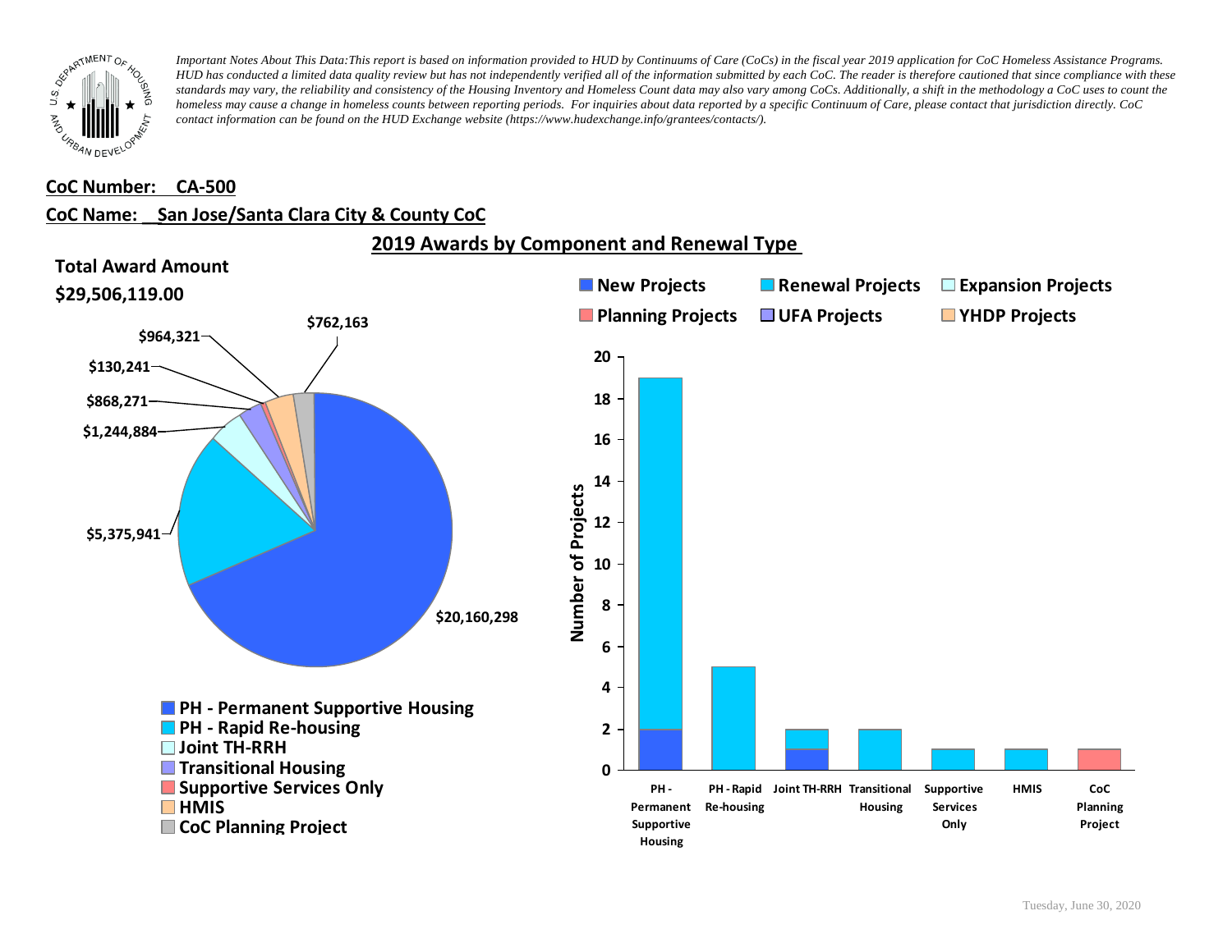*Important Notes About This Data: This report is based on information provided to HUD by Continuums of Care (CoCs) in the fiscal year 2019 application for CoC Homeless Assistance Programs. HUD has conducted a limited data quality review but has not independently verified all of the information submitted by each CoC. The reader is therefore cautioned that since compliance with these standards may vary, the reliability and consistency of the Housing Inventory and Homeless Count data may also vary among CoCs. Additionally, a shift in the methodology a CoC uses to count the homeless may cause a change in homeless counts between reporting periods. For inquiries about data reported by a specific Continuum of Care, please contact that jurisdiction directly. CoC contact information can be found on the HUD Exchange website (https://www.hudexchange.info/grantees/contacts/).*

**CoC Number: CA-500**

**CoC Name: San Jose/Santa Clara City & County CoC**

## 2019 Awards by Component and Renewal Type

**Total Award Amount**

**$29,506,119.00**

| Component | Award Amount |
|---|---|
| PH - Permanent Supportive Housing | $20,160,298 |
| PH - Rapid Re-housing | $5,375,941 |
| Joint TH-RRH | $1,244,884 |
| Transitional Housing | $868,271 |
| Supportive Services Only | $130,241 |
| HMIS | $964,321 |
| CoC Planning Project | $762,163 |

**Number of Projects**

| Component | New Projects | Renewal Projects | Planning Projects | Total |
|---|---|---|---|---|
| PH - Permanent Supportive Housing | 2 | 17 | | 19 |
| PH - Rapid Re-housing | | 5 | | 5 |
| Joint TH-RRH | 1 | 1 | | 2 |
| Transitional Housing | | 2 | | 2 |
| Supportive Services Only | | 1 | | 1 |
| HMIS | | 1 | | 1 |
| CoC Planning Project | | | 1 | 1 |

Tuesday, June 30, 2020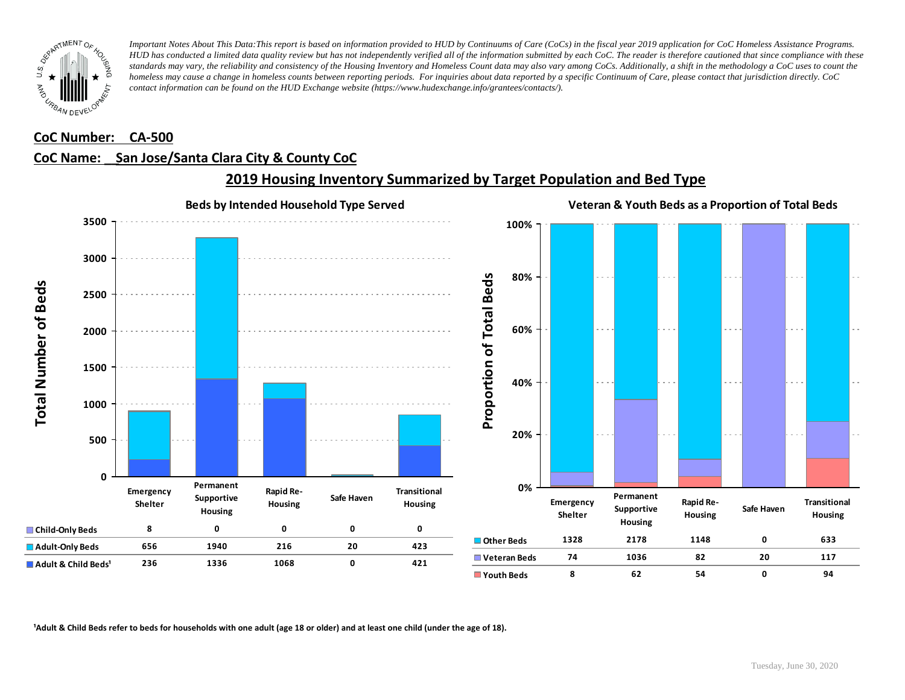*Important Notes About This Data: This report is based on information provided to HUD by Continuums of Care (CoCs) in the fiscal year 2019 application for CoC Homeless Assistance Programs. HUD has conducted a limited data quality review but has not independently verified all of the information submitted by each CoC. The reader is therefore cautioned that since compliance with these standards may vary, the reliability and consistency of the Housing Inventory and Homeless Count data may also vary among CoCs. Additionally, a shift in the methodology a CoC uses to count the homeless may cause a change in homeless counts between reporting periods. For inquiries about data reported by a specific Continuum of Care, please contact that jurisdiction directly. CoC contact information can be found on the HUD Exchange website (https://www.hudexchange.info/grantees/contacts/).*

**CoC Number: CA-500**

**CoC Name: San Jose/Santa Clara City & County CoC**

## 2019 Housing Inventory Summarized by Target Population and Bed Type

### Beds by Intended Household Type Served

| | Emergency Shelter | Permanent Supportive Housing | Rapid Re-Housing | Safe Haven | Transitional Housing |
|---|---|---|---|---|---|
| Child-Only Beds | 8 | 0 | 0 | 0 | 0 |
| Adult-Only Beds | 656 | 1940 | 216 | 20 | 423 |
| Adult & Child Beds[1] | 236 | 1336 | 1068 | 0 | 421 |

### Veteran & Youth Beds as a Proportion of Total Beds

| | Emergency Shelter | Permanent Supportive Housing | Rapid Re-Housing | Safe Haven | Transitional Housing |
|---|---|---|---|---|---|
| Other Beds | 1328 | 2178 | 1148 | 0 | 633 |
| Veteran Beds | 74 | 1036 | 82 | 20 | 117 |
| Youth Beds | 8 | 62 | 54 | 0 | 94 |

[1]Adult & Child Beds refer to beds for households with one adult (age 18 or older) and at least one child (under the age of 18).

Tuesday, June 30, 2020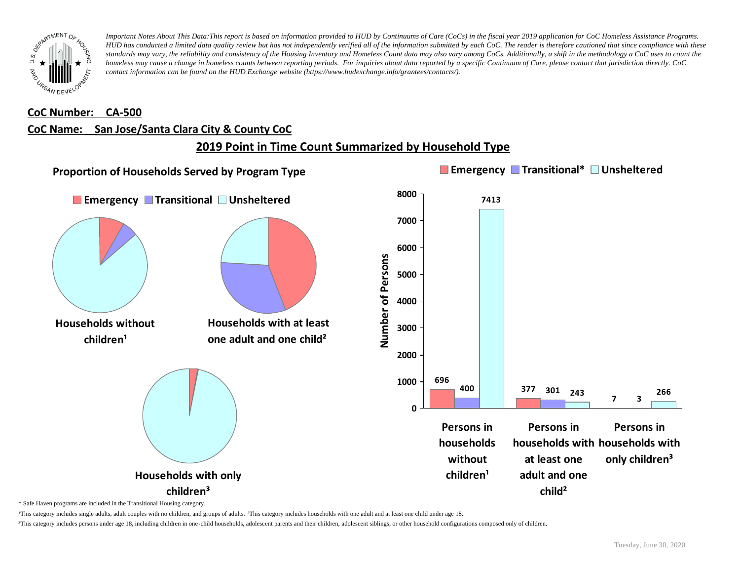*Important Notes About This Data:This report is based on information provided to HUD by Continuums of Care (CoCs) in the fiscal year 2019 application for CoC Homeless Assistance Programs. HUD has conducted a limited data quality review but has not independently verified all of the information submitted by each CoC. The reader is therefore cautioned that since compliance with these standards may vary, the reliability and consistency of the Housing Inventory and Homeless Count data may also vary among CoCs. Additionally, a shift in the methodology a CoC uses to count the homeless may cause a change in homeless counts between reporting periods. For inquiries about data reported by a specific Continuum of Care, please contact that jurisdiction directly. CoC contact information can be found on the HUD Exchange website (https://www.hudexchange.info/grantees/contacts/).*

**CoC Number: CA-500**

**CoC Name: San Jose/Santa Clara City & County CoC**

## 2019 Point in Time Count Summarized by Household Type

### Proportion of Households Served by Program Type

Emergency | Transitional | Unsheltered

Households without children¹

Households with at least one adult and one child²

Households with only children³

Emergency | Transitional* | Unsheltered

| Number of Persons | Emergency | Transitional* | Unsheltered |
|---|---|---|---|
| Persons in households without children¹ | 696 | 400 | 7413 |
| Persons in households with at least one adult and one child² | 377 | 301 | 243 |
| Persons in households with only children³ | 7 | 3 | 266 |

\* Safe Haven programs are included in the Transitional Housing category.

¹This category includes single adults, adult couples with no children, and groups of adults. ²This category includes households with one adult and at least one child under age 18.

³This category includes persons under age 18, including children in one-child households, adolescent parents and their children, adolescent siblings, or other household configurations composed only of children.

Tuesday, June 30, 2020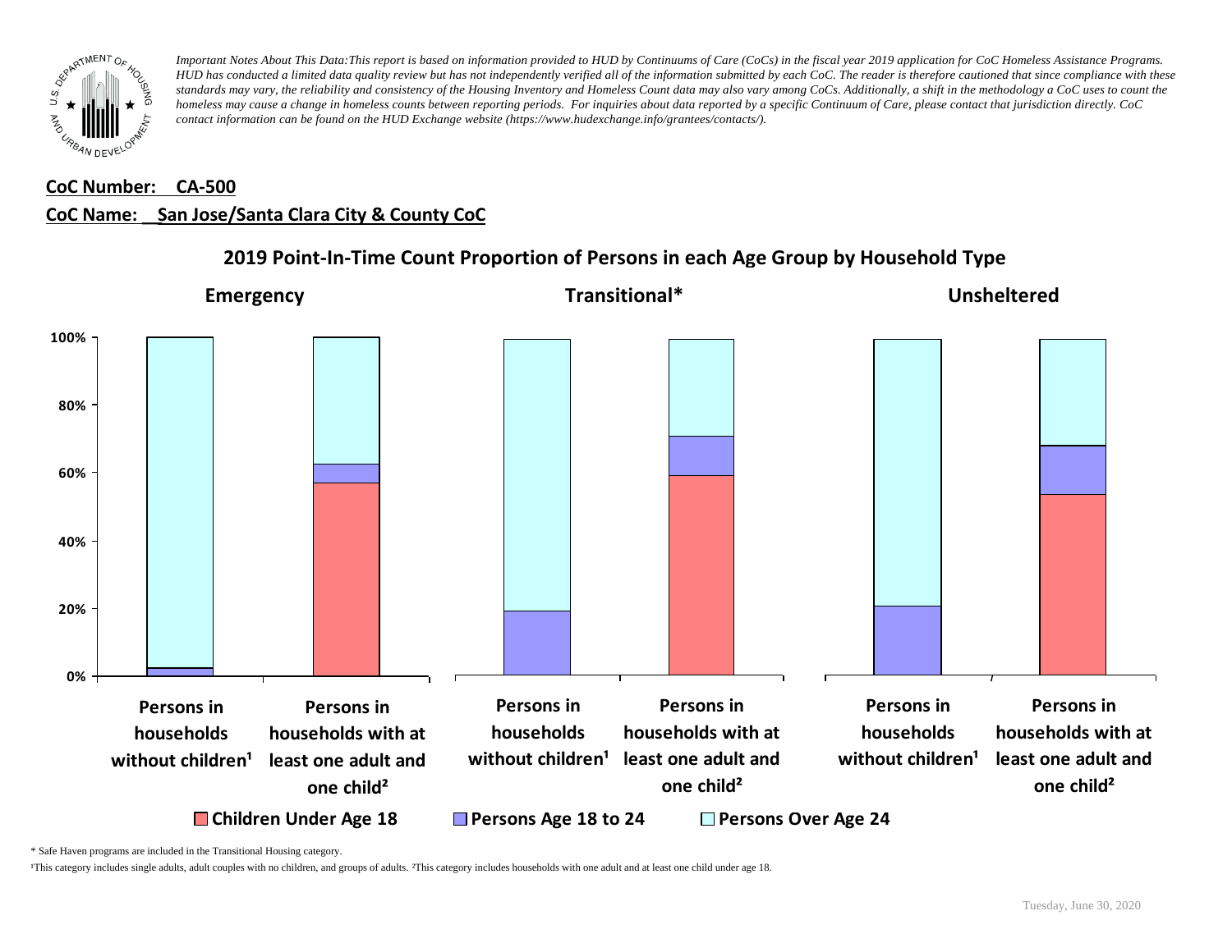*Important Notes About This Data:This report is based on information provided to HUD by Continuums of Care (CoCs) in the fiscal year 2019 application for CoC Homeless Assistance Programs. HUD has conducted a limited data quality review but has not independently verified all of the information submitted by each CoC. The reader is therefore cautioned that since compliance with these standards may vary, the reliability and consistency of the Housing Inventory and Homeless Count data may also vary among CoCs. Additionally, a shift in the methodology a CoC uses to count the homeless may cause a change in homeless counts between reporting periods. For inquiries about data reported by a specific Continuum of Care, please contact that jurisdiction directly. CoC contact information can be found on the HUD Exchange website (https://www.hudexchange.info/grantees/contacts/).*

**CoC Number: CA-500**

**CoC Name: San Jose/Santa Clara City & County CoC**

## 2019 Point-In-Time Count Proportion of Persons in each Age Group by Household Type

**Emergency** | **Transitional*** | **Unsheltered**

0% | 20% | 40% | 60% | 80% | 100%

Persons in households without children¹ | Persons in households with at least one adult and one child²

Children Under Age 18 | Persons Age 18 to 24 | Persons Over Age 24

\* Safe Haven programs are included in the Transitional Housing category.

¹This category includes single adults, adult couples with no children, and groups of adults. ²This category includes households with one adult and at least one child under age 18.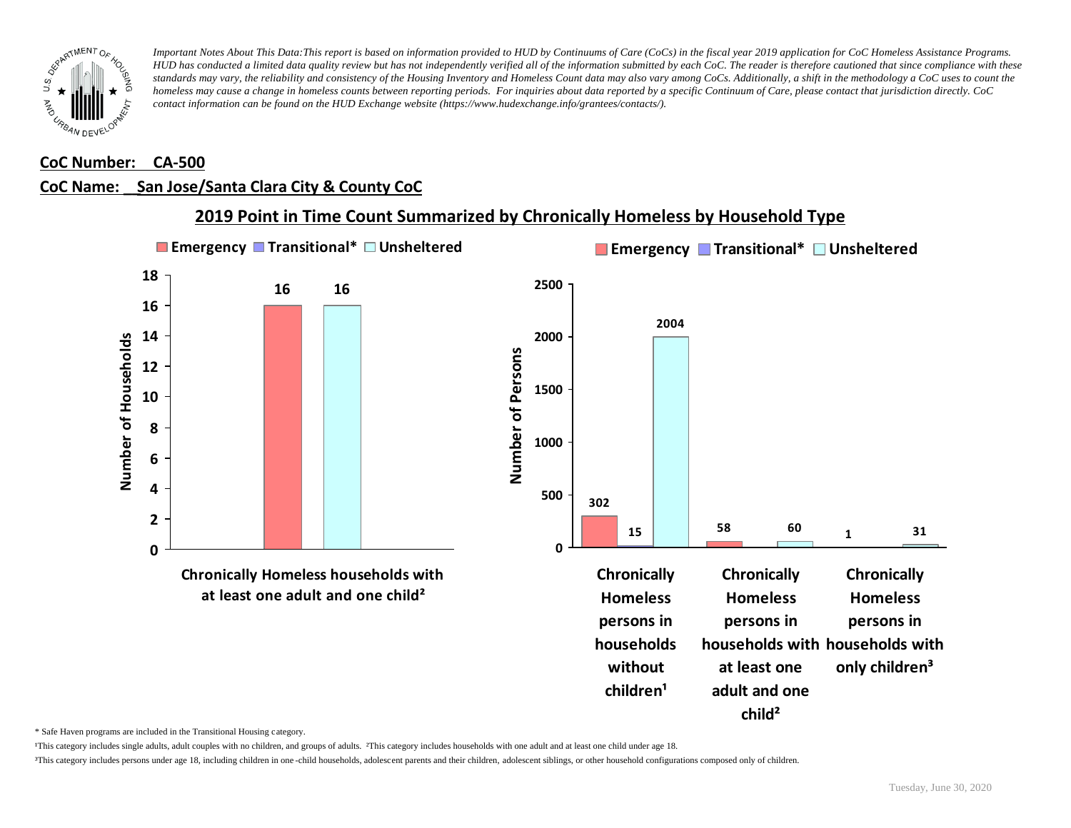*Important Notes About This Data:This report is based on information provided to HUD by Continuums of Care (CoCs) in the fiscal year 2019 application for CoC Homeless Assistance Programs. HUD has conducted a limited data quality review but has not independently verified all of the information submitted by each CoC. The reader is therefore cautioned that since compliance with these standards may vary, the reliability and consistency of the Housing Inventory and Homeless Count data may also vary among CoCs. Additionally, a shift in the methodology a CoC uses to count the homeless may cause a change in homeless counts between reporting periods. For inquiries about data reported by a specific Continuum of Care, please contact that jurisdiction directly. CoC contact information can be found on the HUD Exchange website (https://www.hudexchange.info/grantees/contacts/).*

**CoC Number: CA-500**

**CoC Name: San Jose/Santa Clara City & County CoC**

## 2019 Point in Time Count Summarized by Chronically Homeless by Household Type

Number of Households

| | Emergency | Transitional* | Unsheltered |
|---|---|---|---|
| Chronically Homeless households with at least one adult and one child² | 16 | | 16 |

Number of Persons

| | Emergency | Transitional* | Unsheltered |
|---|---|---|---|
| Chronically Homeless persons in households without children¹ | 302 | 15 | 2004 |
| Chronically Homeless persons in households with at least one adult and one child² | 58 | | 60 |
| Chronically Homeless persons in households with only children³ | 1 | | 31 |

\* Safe Haven programs are included in the Transitional Housing category.

¹This category includes single adults, adult couples with no children, and groups of adults. ²This category includes households with one adult and at least one child under age 18.

³This category includes persons under age 18, including children in one-child households, adolescent parents and their children, adolescent siblings, or other household configurations composed only of children.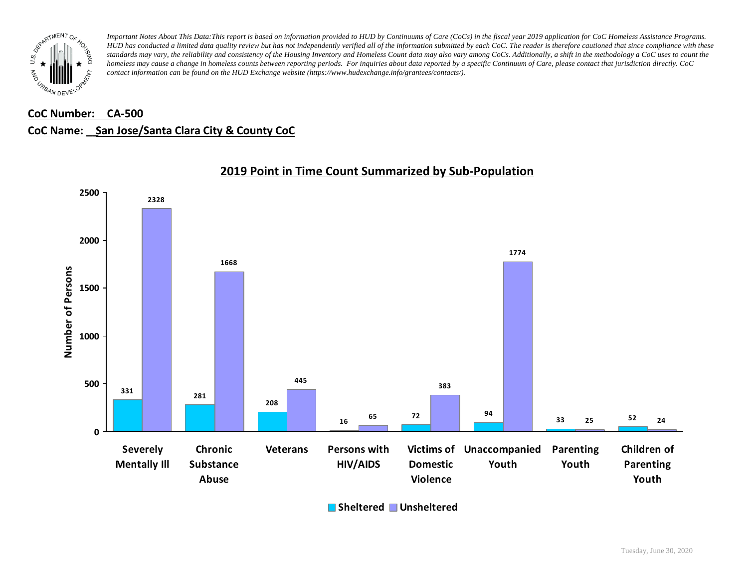*Important Notes About This Data:This report is based on information provided to HUD by Continuums of Care (CoCs) in the fiscal year 2019 application for CoC Homeless Assistance Programs. HUD has conducted a limited data quality review but has not independently verified all of the information submitted by each CoC. The reader is therefore cautioned that since compliance with these standards may vary, the reliability and consistency of the Housing Inventory and Homeless Count data may also vary among CoCs. Additionally, a shift in the methodology a CoC uses to count the homeless may cause a change in homeless counts between reporting periods. For inquiries about data reported by a specific Continuum of Care, please contact that jurisdiction directly. CoC contact information can be found on the HUD Exchange website (https://www.hudexchange.info/grantees/contacts/).*

**CoC Number: CA-500**

**CoC Name: San Jose/Santa Clara City & County CoC**

## 2019 Point in Time Count Summarized by Sub-Population

Number of Persons

0
500
1000
1500
2000
2500

Severely Mentally Ill: 331, 2328
Chronic Substance Abuse: 281, 1668
Veterans: 208, 445
Persons with HIV/AIDS: 16, 65
Victims of Domestic Violence: 72, 383
Unaccompanied Youth: 94, 1774
Parenting Youth: 33, 25
Children of Parenting Youth: 52, 24

Sheltered
Unsheltered

Tuesday, June 30, 2020